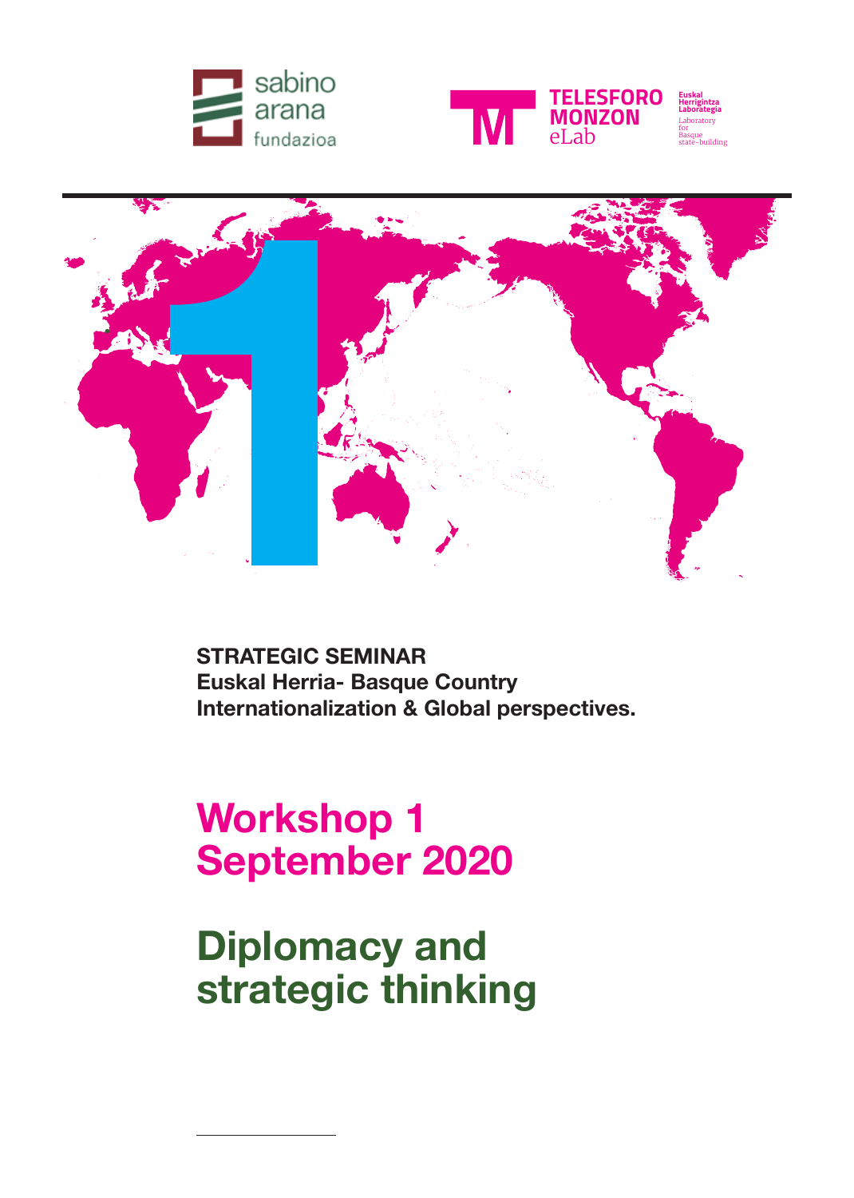sabino arana fundazioa

TELESFORO MONZON eLab

Euskal Herrigintza Laborategia
Laboratory for Basque state-building

**STRATEGIC SEMINAR**
**Euskal Herria- Basque Country**
**Internationalization & Global perspectives.**

# Workshop 1
# September 2020

# Diplomacy and strategic thinking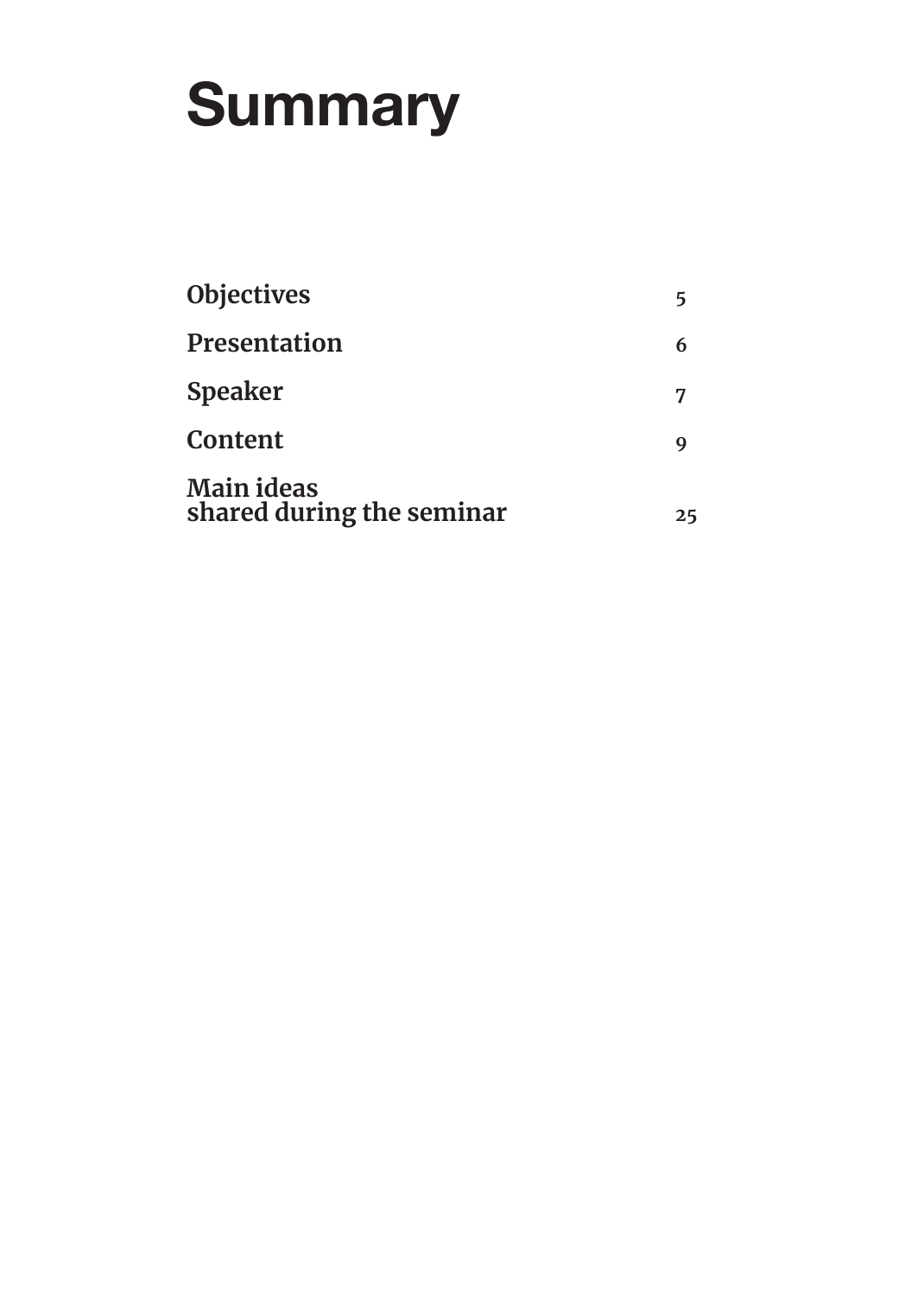# Summary

| | |
|---|---|
| **Objectives** | 5 |
| **Presentation** | 6 |
| **Speaker** | 7 |
| **Content** | 9 |
| **Main ideas shared during the seminar** | 25 |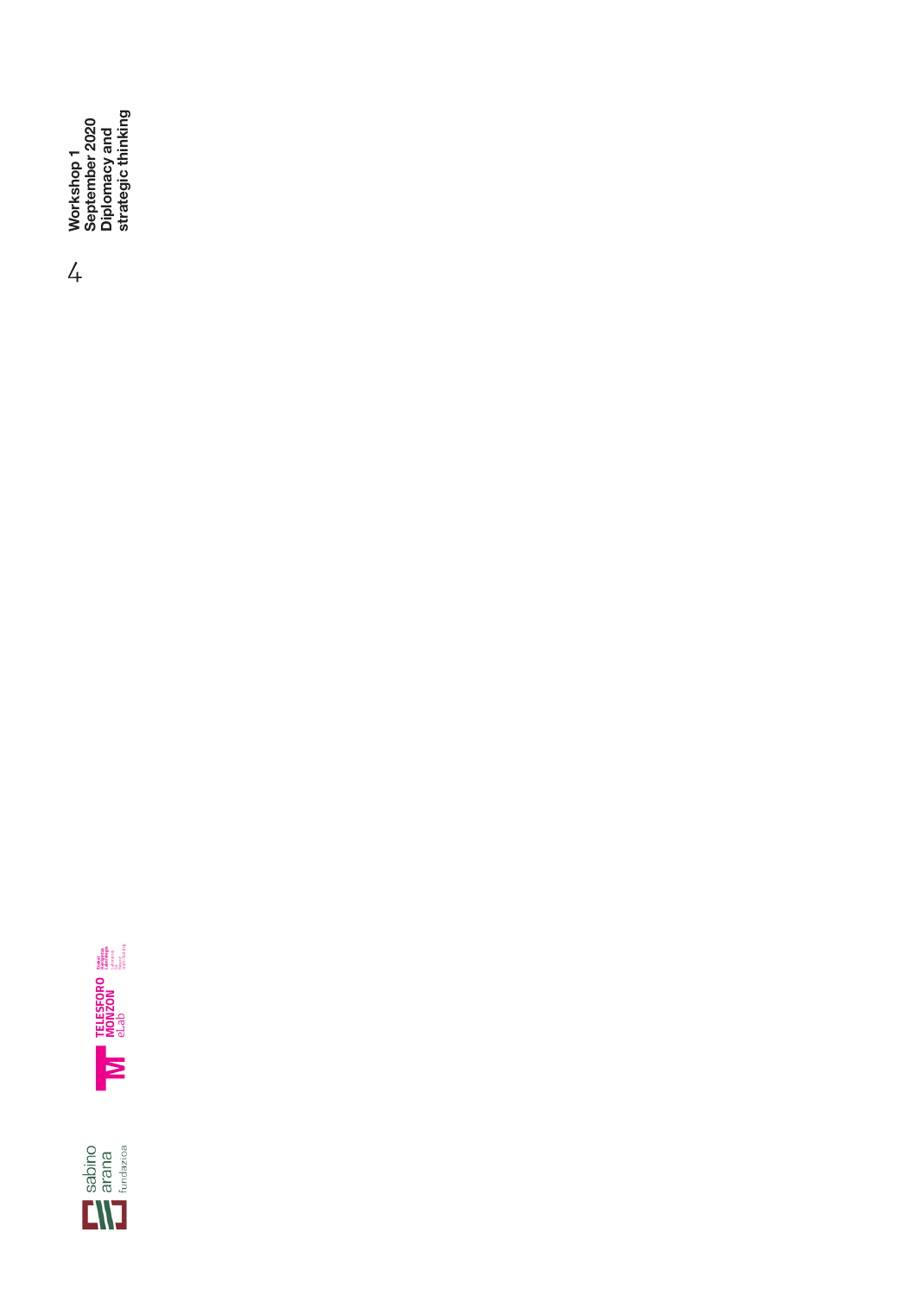**Workshop 1**
**September 2020**
**Diplomacy and strategic thinking**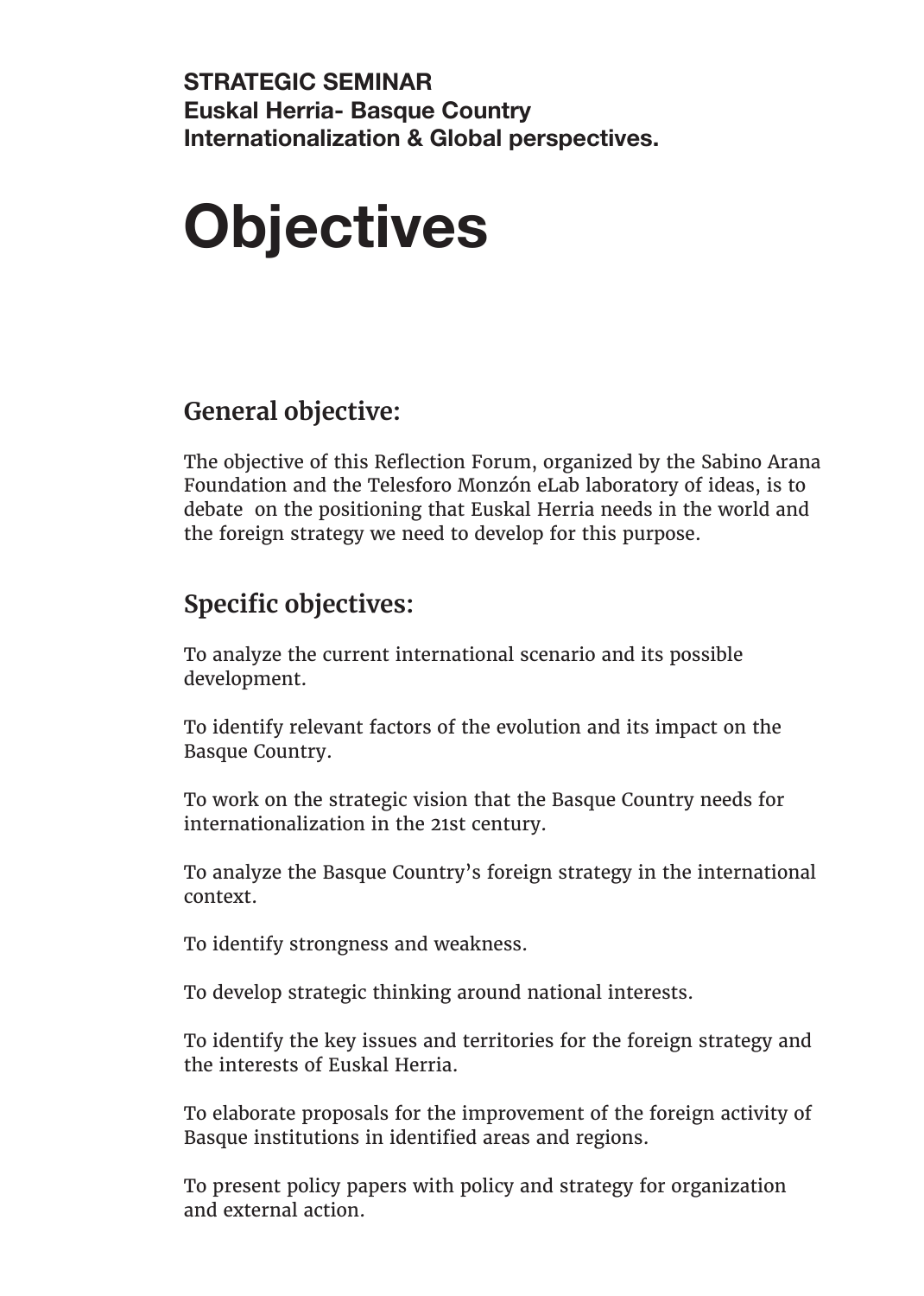**STRATEGIC SEMINAR**
**Euskal Herria- Basque Country**
**Internationalization & Global perspectives.**

# Objectives

## General objective:

The objective of this Reflection Forum, organized by the Sabino Arana Foundation and the Telesforo Monzón eLab laboratory of ideas, is to debate on the positioning that Euskal Herria needs in the world and the foreign strategy we need to develop for this purpose.

## Specific objectives:

To analyze the current international scenario and its possible development.

To identify relevant factors of the evolution and its impact on the Basque Country.

To work on the strategic vision that the Basque Country needs for internationalization in the 21st century.

To analyze the Basque Country's foreign strategy in the international context.

To identify strongness and weakness.

To develop strategic thinking around national interests.

To identify the key issues and territories for the foreign strategy and the interests of Euskal Herria.

To elaborate proposals for the improvement of the foreign activity of Basque institutions in identified areas and regions.

To present policy papers with policy and strategy for organization and external action.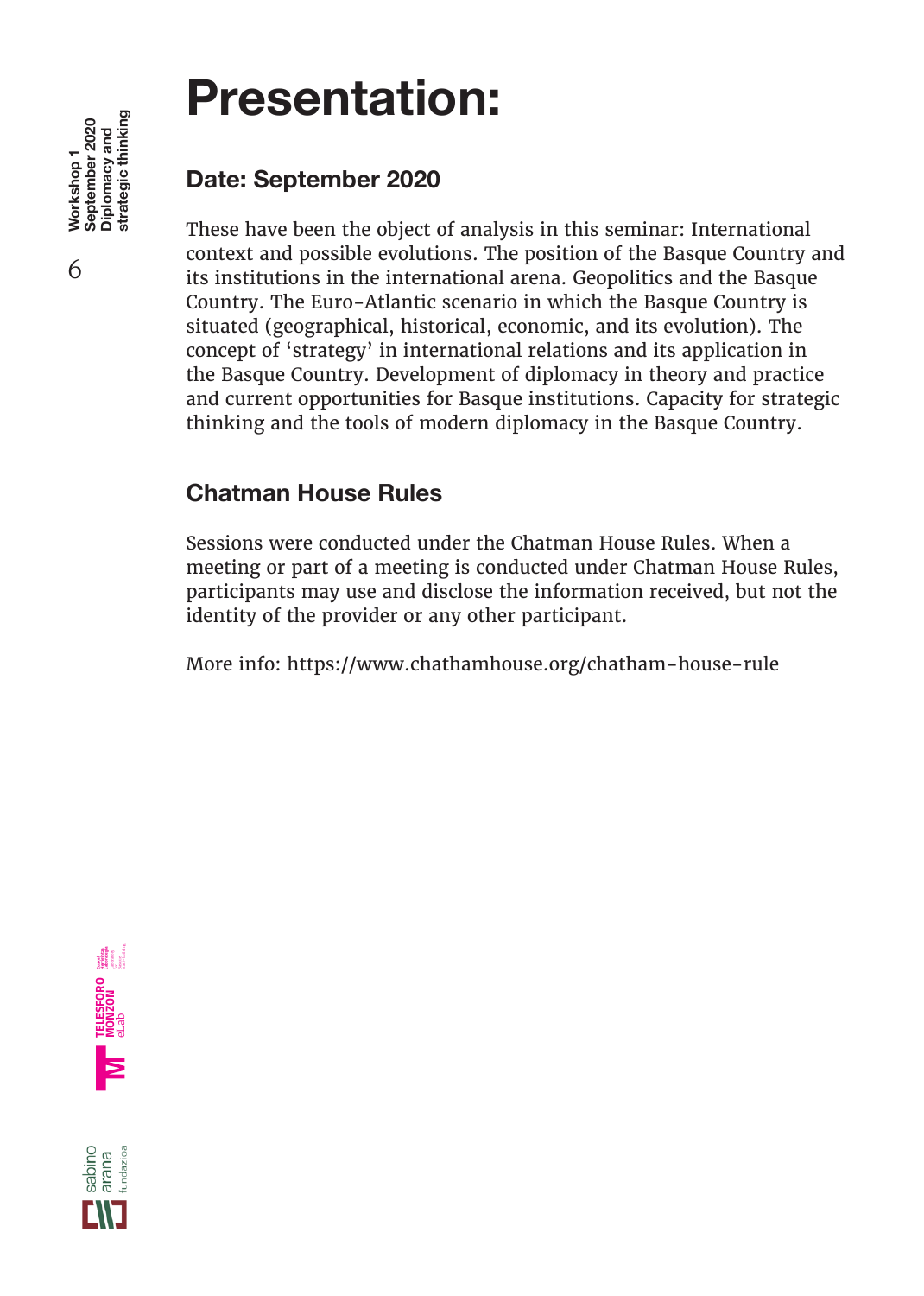# Presentation:

## Date: September 2020

These have been the object of analysis in this seminar: International context and possible evolutions. The position of the Basque Country and its institutions in the international arena. Geopolitics and the Basque Country. The Euro-Atlantic scenario in which the Basque Country is situated (geographical, historical, economic, and its evolution). The concept of 'strategy' in international relations and its application in the Basque Country. Development of diplomacy in theory and practice and current opportunities for Basque institutions. Capacity for strategic thinking and the tools of modern diplomacy in the Basque Country.

## Chatman House Rules

Sessions were conducted under the Chatman House Rules. When a meeting or part of a meeting is conducted under Chatman House Rules, participants may use and disclose the information received, but not the identity of the provider or any other participant.

More info: https://www.chathamhouse.org/chatham-house-rule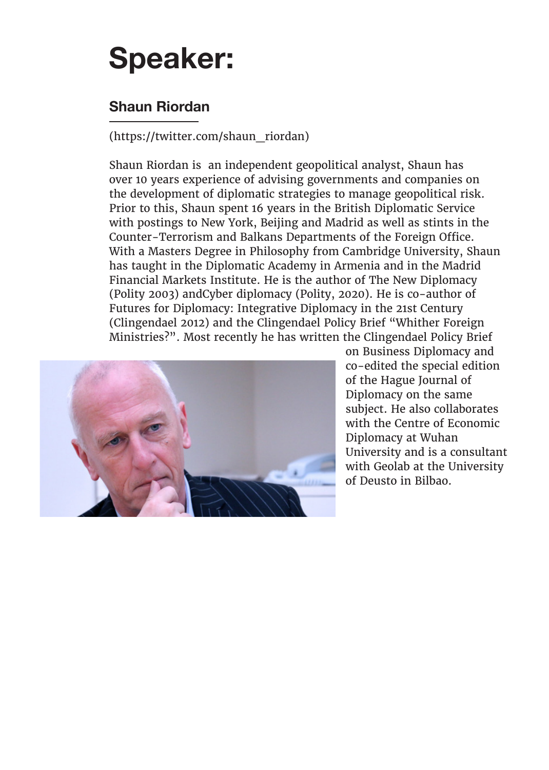# Speaker:

## Shaun Riordan

(https://twitter.com/shaun_riordan)

Shaun Riordan is  an independent geopolitical analyst, Shaun has over 10 years experience of advising governments and companies on the development of diplomatic strategies to manage geopolitical risk. Prior to this, Shaun spent 16 years in the British Diplomatic Service with postings to New York, Beijing and Madrid as well as stints in the Counter-Terrorism and Balkans Departments of the Foreign Office. With a Masters Degree in Philosophy from Cambridge University, Shaun has taught in the Diplomatic Academy in Armenia and in the Madrid Financial Markets Institute. He is the author of The New Diplomacy (Polity 2003) andCyber diplomacy (Polity, 2020). He is co-author of Futures for Diplomacy: Integrative Diplomacy in the 21st Century (Clingendael 2012) and the Clingendael Policy Brief "Whither Foreign Ministries?". Most recently he has written the Clingendael Policy Brief on Business Diplomacy and co-edited the special edition of the Hague Journal of Diplomacy on the same subject. He also collaborates with the Centre of Economic Diplomacy at Wuhan University and is a consultant with Geolab at the University of Deusto in Bilbao.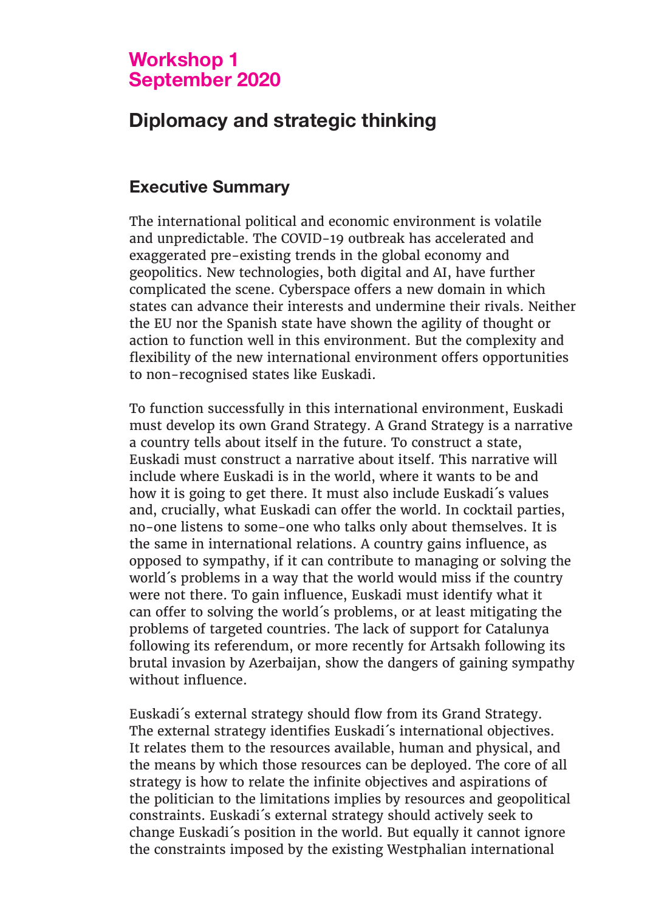## Workshop 1
## September 2020

# Diplomacy and strategic thinking

## Executive Summary

The international political and economic environment is volatile and unpredictable. The COVID-19 outbreak has accelerated and exaggerated pre-existing trends in the global economy and geopolitics. New technologies, both digital and AI, have further complicated the scene. Cyberspace offers a new domain in which states can advance their interests and undermine their rivals. Neither the EU nor the Spanish state have shown the agility of thought or action to function well in this environment. But the complexity and flexibility of the new international environment offers opportunities to non-recognised states like Euskadi.

To function successfully in this international environment, Euskadi must develop its own Grand Strategy. A Grand Strategy is a narrative a country tells about itself in the future. To construct a state, Euskadi must construct a narrative about itself. This narrative will include where Euskadi is in the world, where it wants to be and how it is going to get there. It must also include Euskadi´s values and, crucially, what Euskadi can offer the world. In cocktail parties, no-one listens to some-one who talks only about themselves. It is the same in international relations. A country gains influence, as opposed to sympathy, if it can contribute to managing or solving the world´s problems in a way that the world would miss if the country were not there. To gain influence, Euskadi must identify what it can offer to solving the world´s problems, or at least mitigating the problems of targeted countries. The lack of support for Catalunya following its referendum, or more recently for Artsakh following its brutal invasion by Azerbaijan, show the dangers of gaining sympathy without influence.

Euskadi´s external strategy should flow from its Grand Strategy. The external strategy identifies Euskadi´s international objectives. It relates them to the resources available, human and physical, and the means by which those resources can be deployed. The core of all strategy is how to relate the infinite objectives and aspirations of the politician to the limitations implies by resources and geopolitical constraints. Euskadi´s external strategy should actively seek to change Euskadi´s position in the world. But equally it cannot ignore the constraints imposed by the existing Westphalian international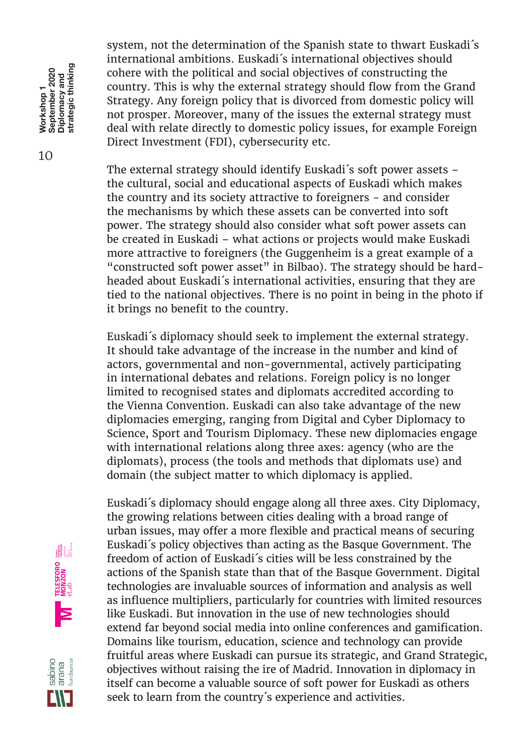system, not the determination of the Spanish state to thwart Euskadi´s international ambitions. Euskadi´s international objectives should cohere with the political and social objectives of constructing the country. This is why the external strategy should flow from the Grand Strategy. Any foreign policy that is divorced from domestic policy will not prosper. Moreover, many of the issues the external strategy must deal with relate directly to domestic policy issues, for example Foreign Direct Investment (FDI), cybersecurity etc.

The external strategy should identify Euskadi´s soft power assets – the cultural, social and educational aspects of Euskadi which makes the country and its society attractive to foreigners - and consider the mechanisms by which these assets can be converted into soft power. The strategy should also consider what soft power assets can be created in Euskadi – what actions or projects would make Euskadi more attractive to foreigners (the Guggenheim is a great example of a "constructed soft power asset" in Bilbao). The strategy should be hard-headed about Euskadi´s international activities, ensuring that they are tied to the national objectives. There is no point in being in the photo if it brings no benefit to the country.

Euskadi´s diplomacy should seek to implement the external strategy. It should take advantage of the increase in the number and kind of actors, governmental and non-governmental, actively participating in international debates and relations. Foreign policy is no longer limited to recognised states and diplomats accredited according to the Vienna Convention. Euskadi can also take advantage of the new diplomacies emerging, ranging from Digital and Cyber Diplomacy to Science, Sport and Tourism Diplomacy. These new diplomacies engage with international relations along three axes: agency (who are the diplomats), process (the tools and methods that diplomats use) and domain (the subject matter to which diplomacy is applied.

Euskadi´s diplomacy should engage along all three axes. City Diplomacy, the growing relations between cities dealing with a broad range of urban issues, may offer a more flexible and practical means of securing Euskadi´s policy objectives than acting as the Basque Government. The freedom of action of Euskadi´s cities will be less constrained by the actions of the Spanish state than that of the Basque Government. Digital technologies are invaluable sources of information and analysis as well as influence multipliers, particularly for countries with limited resources like Euskadi. But innovation in the use of new technologies should extend far beyond social media into online conferences and gamification. Domains like tourism, education, science and technology can provide fruitful areas where Euskadi can pursue its strategic, and Grand Strategic, objectives without raising the ire of Madrid. Innovation in diplomacy in itself can become a valuable source of soft power for Euskadi as others seek to learn from the country´s experience and activities.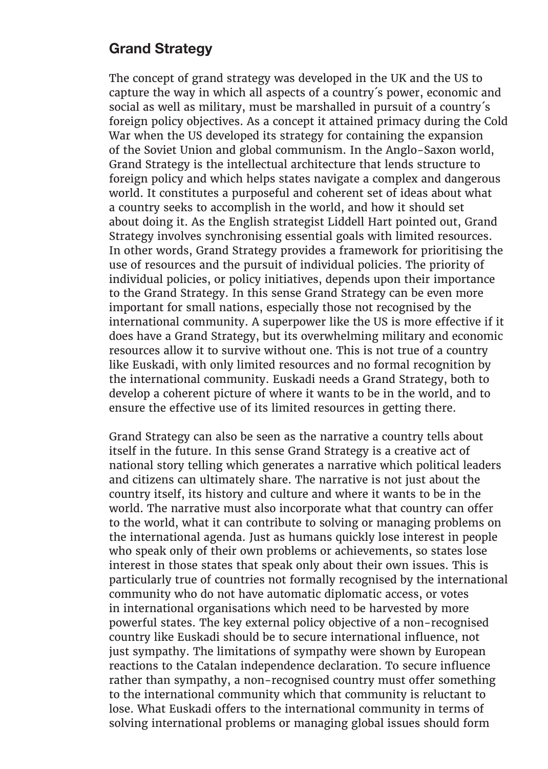## Grand Strategy

The concept of grand strategy was developed in the UK and the US to capture the way in which all aspects of a country´s power, economic and social as well as military, must be marshalled in pursuit of a country´s foreign policy objectives. As a concept it attained primacy during the Cold War when the US developed its strategy for containing the expansion of the Soviet Union and global communism. In the Anglo-Saxon world, Grand Strategy is the intellectual architecture that lends structure to foreign policy and which helps states navigate a complex and dangerous world. It constitutes a purposeful and coherent set of ideas about what a country seeks to accomplish in the world, and how it should set about doing it. As the English strategist Liddell Hart pointed out, Grand Strategy involves synchronising essential goals with limited resources. In other words, Grand Strategy provides a framework for prioritising the use of resources and the pursuit of individual policies. The priority of individual policies, or policy initiatives, depends upon their importance to the Grand Strategy. In this sense Grand Strategy can be even more important for small nations, especially those not recognised by the international community. A superpower like the US is more effective if it does have a Grand Strategy, but its overwhelming military and economic resources allow it to survive without one. This is not true of a country like Euskadi, with only limited resources and no formal recognition by the international community. Euskadi needs a Grand Strategy, both to develop a coherent picture of where it wants to be in the world, and to ensure the effective use of its limited resources in getting there.

Grand Strategy can also be seen as the narrative a country tells about itself in the future. In this sense Grand Strategy is a creative act of national story telling which generates a narrative which political leaders and citizens can ultimately share. The narrative is not just about the country itself, its history and culture and where it wants to be in the world. The narrative must also incorporate what that country can offer to the world, what it can contribute to solving or managing problems on the international agenda. Just as humans quickly lose interest in people who speak only of their own problems or achievements, so states lose interest in those states that speak only about their own issues. This is particularly true of countries not formally recognised by the international community who do not have automatic diplomatic access, or votes in international organisations which need to be harvested by more powerful states. The key external policy objective of a non-recognised country like Euskadi should be to secure international influence, not just sympathy. The limitations of sympathy were shown by European reactions to the Catalan independence declaration. To secure influence rather than sympathy, a non-recognised country must offer something to the international community which that community is reluctant to lose. What Euskadi offers to the international community in terms of solving international problems or managing global issues should form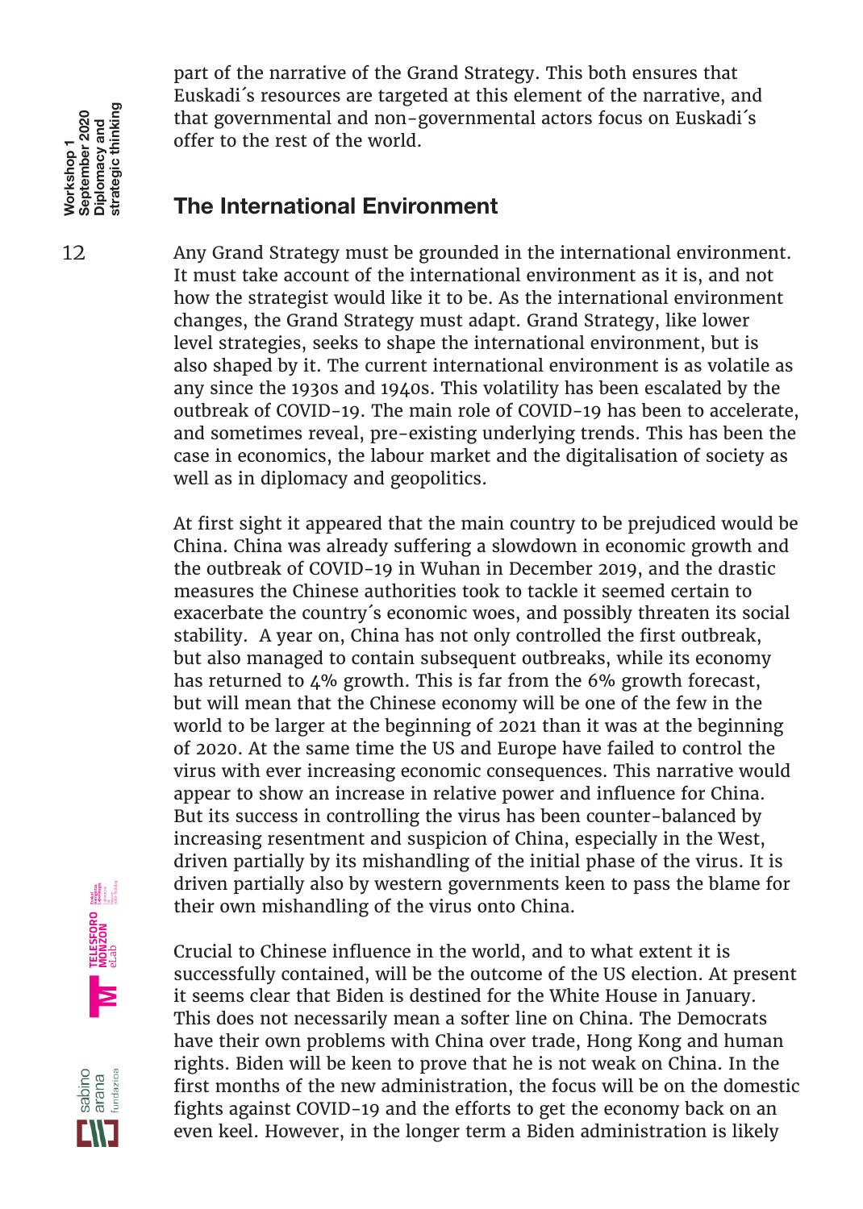part of the narrative of the Grand Strategy. This both ensures that Euskadi´s resources are targeted at this element of the narrative, and that governmental and non-governmental actors focus on Euskadi´s offer to the rest of the world.

## The International Environment

Any Grand Strategy must be grounded in the international environment. It must take account of the international environment as it is, and not how the strategist would like it to be. As the international environment changes, the Grand Strategy must adapt. Grand Strategy, like lower level strategies, seeks to shape the international environment, but is also shaped by it. The current international environment is as volatile as any since the 1930s and 1940s. This volatility has been escalated by the outbreak of COVID-19. The main role of COVID-19 has been to accelerate, and sometimes reveal, pre-existing underlying trends. This has been the case in economics, the labour market and the digitalisation of society as well as in diplomacy and geopolitics.

At first sight it appeared that the main country to be prejudiced would be China. China was already suffering a slowdown in economic growth and the outbreak of COVID-19 in Wuhan in December 2019, and the drastic measures the Chinese authorities took to tackle it seemed certain to exacerbate the country´s economic woes, and possibly threaten its social stability. A year on, China has not only controlled the first outbreak, but also managed to contain subsequent outbreaks, while its economy has returned to 4% growth. This is far from the 6% growth forecast, but will mean that the Chinese economy will be one of the few in the world to be larger at the beginning of 2021 than it was at the beginning of 2020. At the same time the US and Europe have failed to control the virus with ever increasing economic consequences. This narrative would appear to show an increase in relative power and influence for China. But its success in controlling the virus has been counter-balanced by increasing resentment and suspicion of China, especially in the West, driven partially by its mishandling of the initial phase of the virus. It is driven partially also by western governments keen to pass the blame for their own mishandling of the virus onto China.

Crucial to Chinese influence in the world, and to what extent it is successfully contained, will be the outcome of the US election. At present it seems clear that Biden is destined for the White House in January. This does not necessarily mean a softer line on China. The Democrats have their own problems with China over trade, Hong Kong and human rights. Biden will be keen to prove that he is not weak on China. In the first months of the new administration, the focus will be on the domestic fights against COVID-19 and the efforts to get the economy back on an even keel. However, in the longer term a Biden administration is likely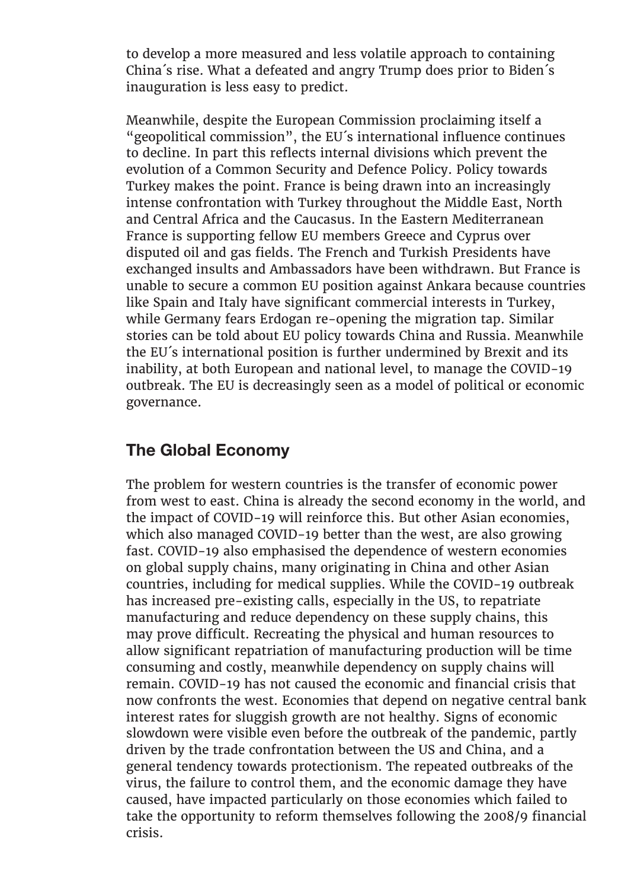to develop a more measured and less volatile approach to containing China´s rise. What a defeated and angry Trump does prior to Biden´s inauguration is less easy to predict.

Meanwhile, despite the European Commission proclaiming itself a "geopolitical commission", the EU´s international influence continues to decline. In part this reflects internal divisions which prevent the evolution of a Common Security and Defence Policy. Policy towards Turkey makes the point. France is being drawn into an increasingly intense confrontation with Turkey throughout the Middle East, North and Central Africa and the Caucasus. In the Eastern Mediterranean France is supporting fellow EU members Greece and Cyprus over disputed oil and gas fields. The French and Turkish Presidents have exchanged insults and Ambassadors have been withdrawn. But France is unable to secure a common EU position against Ankara because countries like Spain and Italy have significant commercial interests in Turkey, while Germany fears Erdogan re-opening the migration tap. Similar stories can be told about EU policy towards China and Russia. Meanwhile the EU´s international position is further undermined by Brexit and its inability, at both European and national level, to manage the COVID-19 outbreak. The EU is decreasingly seen as a model of political or economic governance.

## The Global Economy

The problem for western countries is the transfer of economic power from west to east. China is already the second economy in the world, and the impact of COVID-19 will reinforce this. But other Asian economies, which also managed COVID-19 better than the west, are also growing fast. COVID-19 also emphasised the dependence of western economies on global supply chains, many originating in China and other Asian countries, including for medical supplies. While the COVID-19 outbreak has increased pre-existing calls, especially in the US, to repatriate manufacturing and reduce dependency on these supply chains, this may prove difficult. Recreating the physical and human resources to allow significant repatriation of manufacturing production will be time consuming and costly, meanwhile dependency on supply chains will remain. COVID-19 has not caused the economic and financial crisis that now confronts the west. Economies that depend on negative central bank interest rates for sluggish growth are not healthy. Signs of economic slowdown were visible even before the outbreak of the pandemic, partly driven by the trade confrontation between the US and China, and a general tendency towards protectionism. The repeated outbreaks of the virus, the failure to control them, and the economic damage they have caused, have impacted particularly on those economies which failed to take the opportunity to reform themselves following the 2008/9 financial crisis.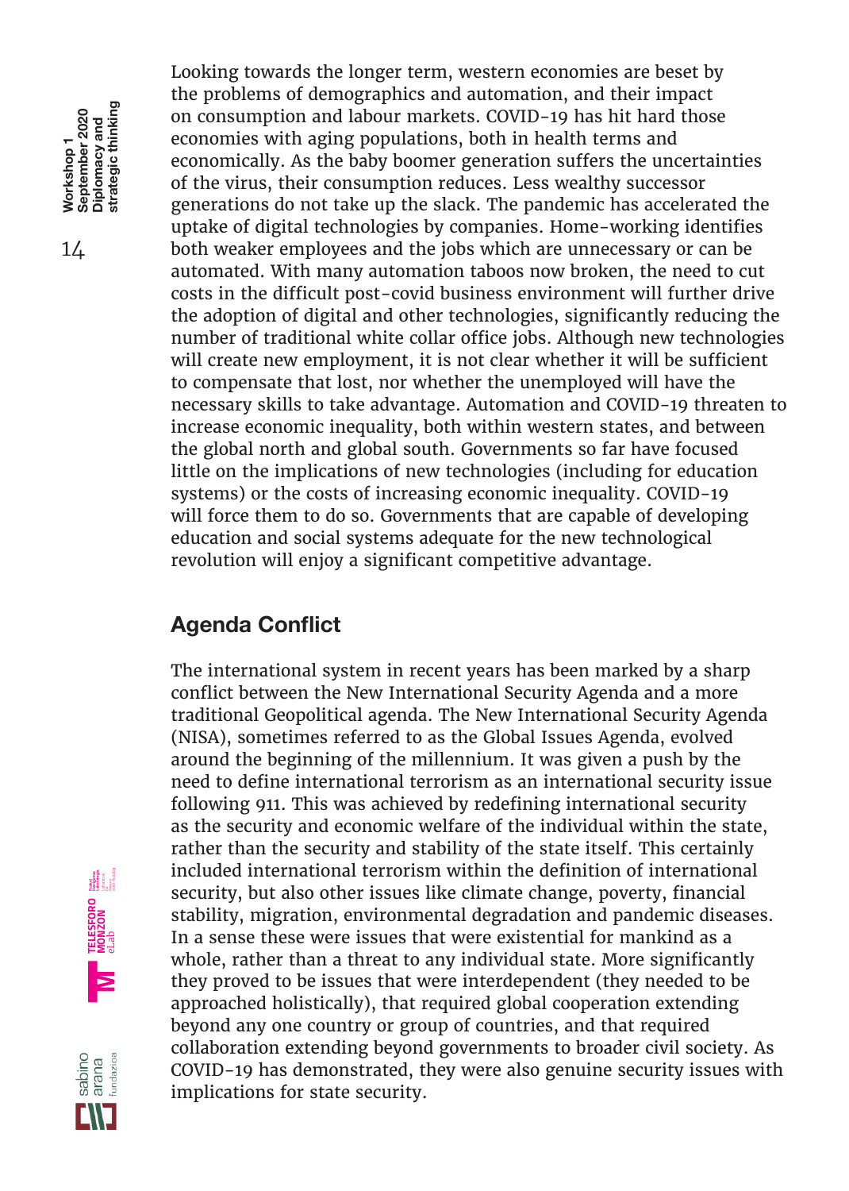Looking towards the longer term, western economies are beset by the problems of demographics and automation, and their impact on consumption and labour markets. COVID-19 has hit hard those economies with aging populations, both in health terms and economically. As the baby boomer generation suffers the uncertainties of the virus, their consumption reduces. Less wealthy successor generations do not take up the slack. The pandemic has accelerated the uptake of digital technologies by companies. Home-working identifies both weaker employees and the jobs which are unnecessary or can be automated. With many automation taboos now broken, the need to cut costs in the difficult post-covid business environment will further drive the adoption of digital and other technologies, significantly reducing the number of traditional white collar office jobs. Although new technologies will create new employment, it is not clear whether it will be sufficient to compensate that lost, nor whether the unemployed will have the necessary skills to take advantage. Automation and COVID-19 threaten to increase economic inequality, both within western states, and between the global north and global south. Governments so far have focused little on the implications of new technologies (including for education systems) or the costs of increasing economic inequality. COVID-19 will force them to do so. Governments that are capable of developing education and social systems adequate for the new technological revolution will enjoy a significant competitive advantage.

## Agenda Conflict

The international system in recent years has been marked by a sharp conflict between the New International Security Agenda and a more traditional Geopolitical agenda. The New International Security Agenda (NISA), sometimes referred to as the Global Issues Agenda, evolved around the beginning of the millennium. It was given a push by the need to define international terrorism as an international security issue following 911. This was achieved by redefining international security as the security and economic welfare of the individual within the state, rather than the security and stability of the state itself. This certainly included international terrorism within the definition of international security, but also other issues like climate change, poverty, financial stability, migration, environmental degradation and pandemic diseases. In a sense these were issues that were existential for mankind as a whole, rather than a threat to any individual state. More significantly they proved to be issues that were interdependent (they needed to be approached holistically), that required global cooperation extending beyond any one country or group of countries, and that required collaboration extending beyond governments to broader civil society. As COVID-19 has demonstrated, they were also genuine security issues with implications for state security.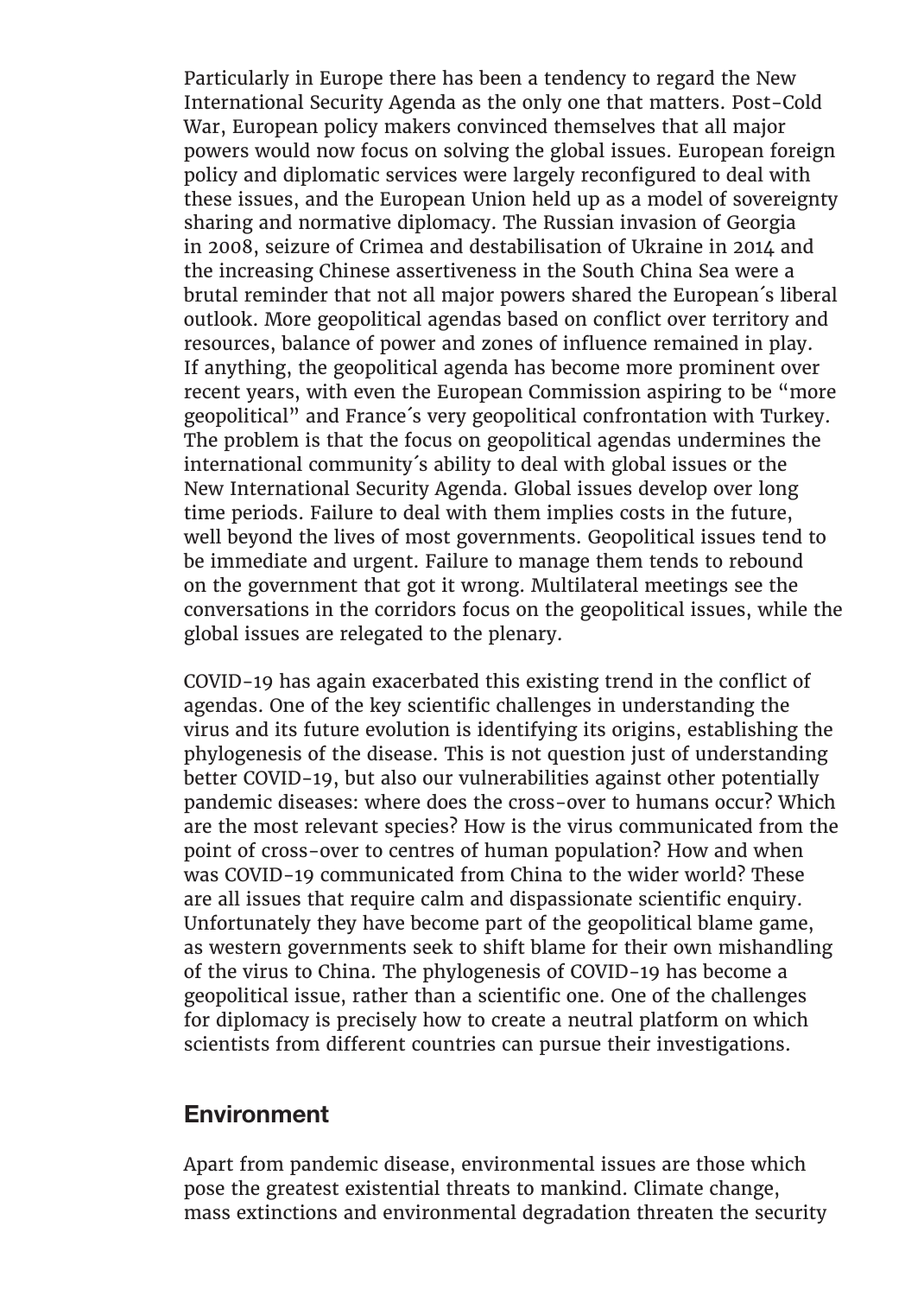Particularly in Europe there has been a tendency to regard the New International Security Agenda as the only one that matters. Post-Cold War, European policy makers convinced themselves that all major powers would now focus on solving the global issues. European foreign policy and diplomatic services were largely reconfigured to deal with these issues, and the European Union held up as a model of sovereignty sharing and normative diplomacy. The Russian invasion of Georgia in 2008, seizure of Crimea and destabilisation of Ukraine in 2014 and the increasing Chinese assertiveness in the South China Sea were a brutal reminder that not all major powers shared the European´s liberal outlook. More geopolitical agendas based on conflict over territory and resources, balance of power and zones of influence remained in play. If anything, the geopolitical agenda has become more prominent over recent years, with even the European Commission aspiring to be "more geopolitical" and France´s very geopolitical confrontation with Turkey. The problem is that the focus on geopolitical agendas undermines the international community´s ability to deal with global issues or the New International Security Agenda. Global issues develop over long time periods. Failure to deal with them implies costs in the future, well beyond the lives of most governments. Geopolitical issues tend to be immediate and urgent. Failure to manage them tends to rebound on the government that got it wrong. Multilateral meetings see the conversations in the corridors focus on the geopolitical issues, while the global issues are relegated to the plenary.

COVID-19 has again exacerbated this existing trend in the conflict of agendas. One of the key scientific challenges in understanding the virus and its future evolution is identifying its origins, establishing the phylogenesis of the disease. This is not question just of understanding better COVID-19, but also our vulnerabilities against other potentially pandemic diseases: where does the cross-over to humans occur? Which are the most relevant species? How is the virus communicated from the point of cross-over to centres of human population? How and when was COVID-19 communicated from China to the wider world? These are all issues that require calm and dispassionate scientific enquiry. Unfortunately they have become part of the geopolitical blame game, as western governments seek to shift blame for their own mishandling of the virus to China. The phylogenesis of COVID-19 has become a geopolitical issue, rather than a scientific one. One of the challenges for diplomacy is precisely how to create a neutral platform on which scientists from different countries can pursue their investigations.

## Environment

Apart from pandemic disease, environmental issues are those which pose the greatest existential threats to mankind. Climate change, mass extinctions and environmental degradation threaten the security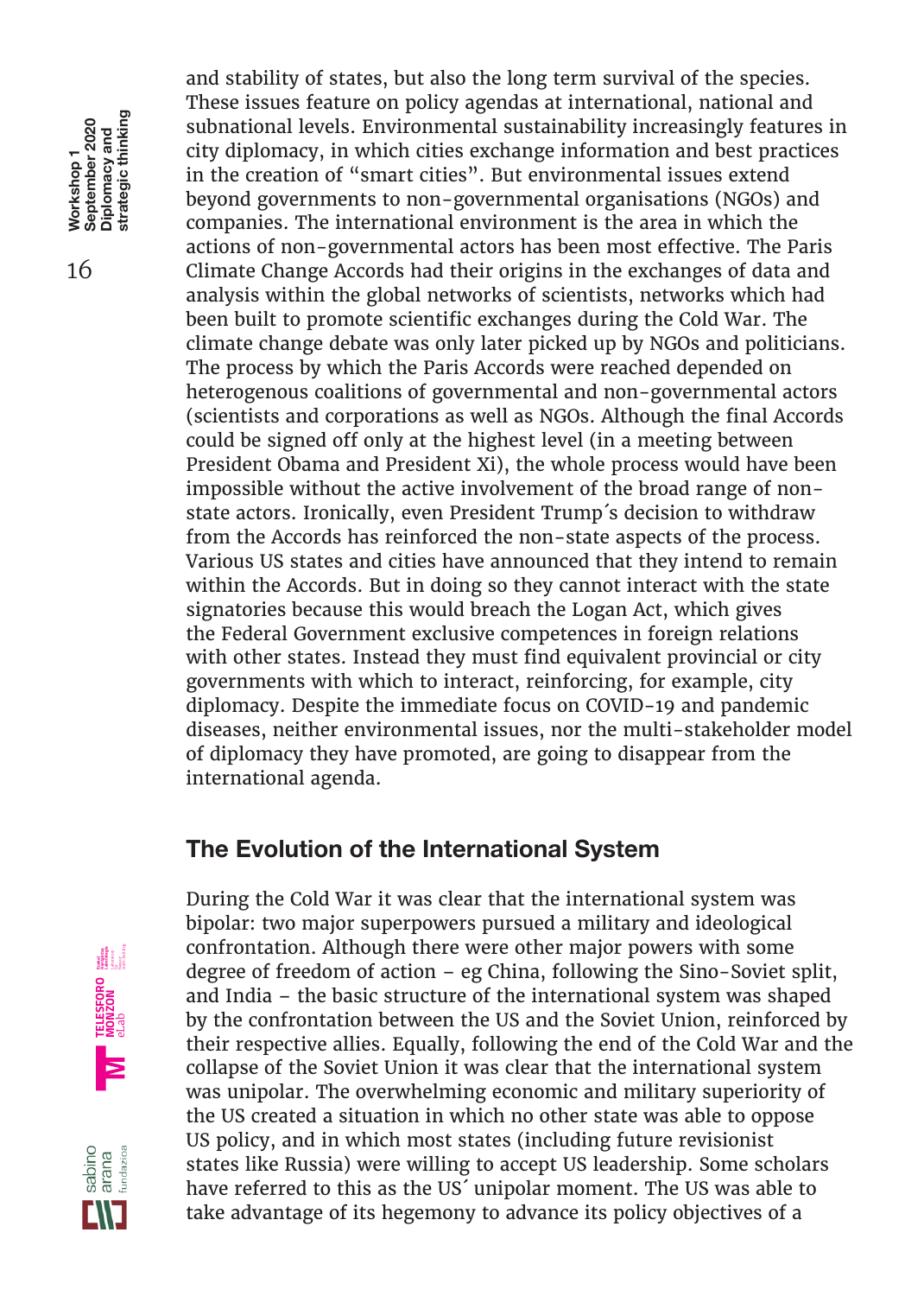and stability of states, but also the long term survival of the species. These issues feature on policy agendas at international, national and subnational levels. Environmental sustainability increasingly features in city diplomacy, in which cities exchange information and best practices in the creation of "smart cities". But environmental issues extend beyond governments to non-governmental organisations (NGOs) and companies. The international environment is the area in which the actions of non-governmental actors has been most effective. The Paris Climate Change Accords had their origins in the exchanges of data and analysis within the global networks of scientists, networks which had been built to promote scientific exchanges during the Cold War. The climate change debate was only later picked up by NGOs and politicians. The process by which the Paris Accords were reached depended on heterogenous coalitions of governmental and non-governmental actors (scientists and corporations as well as NGOs. Although the final Accords could be signed off only at the highest level (in a meeting between President Obama and President Xi), the whole process would have been impossible without the active involvement of the broad range of non-state actors. Ironically, even President Trump´s decision to withdraw from the Accords has reinforced the non-state aspects of the process. Various US states and cities have announced that they intend to remain within the Accords. But in doing so they cannot interact with the state signatories because this would breach the Logan Act, which gives the Federal Government exclusive competences in foreign relations with other states. Instead they must find equivalent provincial or city governments with which to interact, reinforcing, for example, city diplomacy. Despite the immediate focus on COVID-19 and pandemic diseases, neither environmental issues, nor the multi-stakeholder model of diplomacy they have promoted, are going to disappear from the international agenda.

## The Evolution of the International System

During the Cold War it was clear that the international system was bipolar: two major superpowers pursued a military and ideological confrontation. Although there were other major powers with some degree of freedom of action – eg China, following the Sino-Soviet split, and India – the basic structure of the international system was shaped by the confrontation between the US and the Soviet Union, reinforced by their respective allies. Equally, following the end of the Cold War and the collapse of the Soviet Union it was clear that the international system was unipolar. The overwhelming economic and military superiority of the US created a situation in which no other state was able to oppose US policy, and in which most states (including future revisionist states like Russia) were willing to accept US leadership. Some scholars have referred to this as the US´ unipolar moment. The US was able to take advantage of its hegemony to advance its policy objectives of a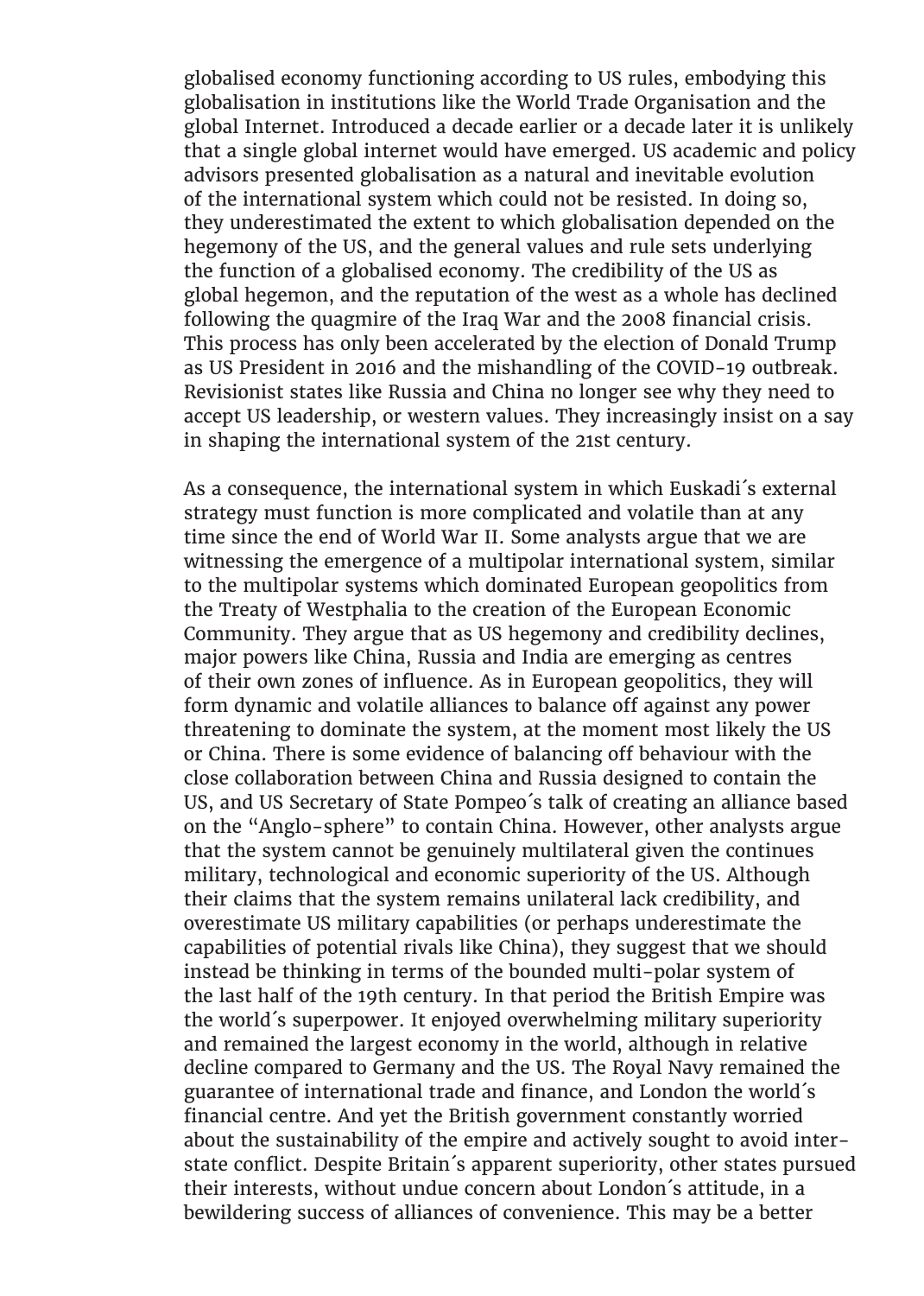globalised economy functioning according to US rules, embodying this globalisation in institutions like the World Trade Organisation and the global Internet. Introduced a decade earlier or a decade later it is unlikely that a single global internet would have emerged. US academic and policy advisors presented globalisation as a natural and inevitable evolution of the international system which could not be resisted. In doing so, they underestimated the extent to which globalisation depended on the hegemony of the US, and the general values and rule sets underlying the function of a globalised economy. The credibility of the US as global hegemon, and the reputation of the west as a whole has declined following the quagmire of the Iraq War and the 2008 financial crisis. This process has only been accelerated by the election of Donald Trump as US President in 2016 and the mishandling of the COVID-19 outbreak. Revisionist states like Russia and China no longer see why they need to accept US leadership, or western values. They increasingly insist on a say in shaping the international system of the 21st century.

As a consequence, the international system in which Euskadi´s external strategy must function is more complicated and volatile than at any time since the end of World War II. Some analysts argue that we are witnessing the emergence of a multipolar international system, similar to the multipolar systems which dominated European geopolitics from the Treaty of Westphalia to the creation of the European Economic Community. They argue that as US hegemony and credibility declines, major powers like China, Russia and India are emerging as centres of their own zones of influence. As in European geopolitics, they will form dynamic and volatile alliances to balance off against any power threatening to dominate the system, at the moment most likely the US or China. There is some evidence of balancing off behaviour with the close collaboration between China and Russia designed to contain the US, and US Secretary of State Pompeo´s talk of creating an alliance based on the "Anglo-sphere" to contain China. However, other analysts argue that the system cannot be genuinely multilateral given the continues military, technological and economic superiority of the US. Although their claims that the system remains unilateral lack credibility, and overestimate US military capabilities (or perhaps underestimate the capabilities of potential rivals like China), they suggest that we should instead be thinking in terms of the bounded multi-polar system of the last half of the 19th century. In that period the British Empire was the world´s superpower. It enjoyed overwhelming military superiority and remained the largest economy in the world, although in relative decline compared to Germany and the US. The Royal Navy remained the guarantee of international trade and finance, and London the world´s financial centre. And yet the British government constantly worried about the sustainability of the empire and actively sought to avoid inter-state conflict. Despite Britain´s apparent superiority, other states pursued their interests, without undue concern about London´s attitude, in a bewildering success of alliances of convenience. This may be a better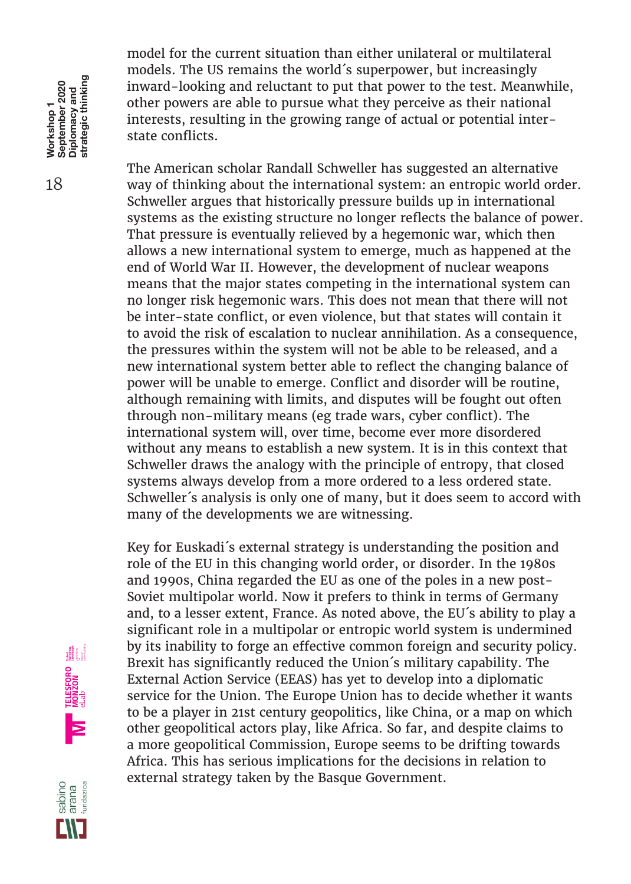model for the current situation than either unilateral or multilateral models. The US remains the world´s superpower, but increasingly inward-looking and reluctant to put that power to the test. Meanwhile, other powers are able to pursue what they perceive as their national interests, resulting in the growing range of actual or potential inter-state conflicts.

The American scholar Randall Schweller has suggested an alternative way of thinking about the international system: an entropic world order. Schweller argues that historically pressure builds up in international systems as the existing structure no longer reflects the balance of power. That pressure is eventually relieved by a hegemonic war, which then allows a new international system to emerge, much as happened at the end of World War II. However, the development of nuclear weapons means that the major states competing in the international system can no longer risk hegemonic wars. This does not mean that there will not be inter-state conflict, or even violence, but that states will contain it to avoid the risk of escalation to nuclear annihilation. As a consequence, the pressures within the system will not be able to be released, and a new international system better able to reflect the changing balance of power will be unable to emerge. Conflict and disorder will be routine, although remaining with limits, and disputes will be fought out often through non-military means (eg trade wars, cyber conflict). The international system will, over time, become ever more disordered without any means to establish a new system. It is in this context that Schweller draws the analogy with the principle of entropy, that closed systems always develop from a more ordered to a less ordered state. Schweller´s analysis is only one of many, but it does seem to accord with many of the developments we are witnessing.

Key for Euskadi´s external strategy is understanding the position and role of the EU in this changing world order, or disorder. In the 1980s and 1990s, China regarded the EU as one of the poles in a new post-Soviet multipolar world. Now it prefers to think in terms of Germany and, to a lesser extent, France. As noted above, the EU´s ability to play a significant role in a multipolar or entropic world system is undermined by its inability to forge an effective common foreign and security policy. Brexit has significantly reduced the Union´s military capability. The External Action Service (EEAS) has yet to develop into a diplomatic service for the Union. The Europe Union has to decide whether it wants to be a player in 21st century geopolitics, like China, or a map on which other geopolitical actors play, like Africa. So far, and despite claims to a more geopolitical Commission, Europe seems to be drifting towards Africa. This has serious implications for the decisions in relation to external strategy taken by the Basque Government.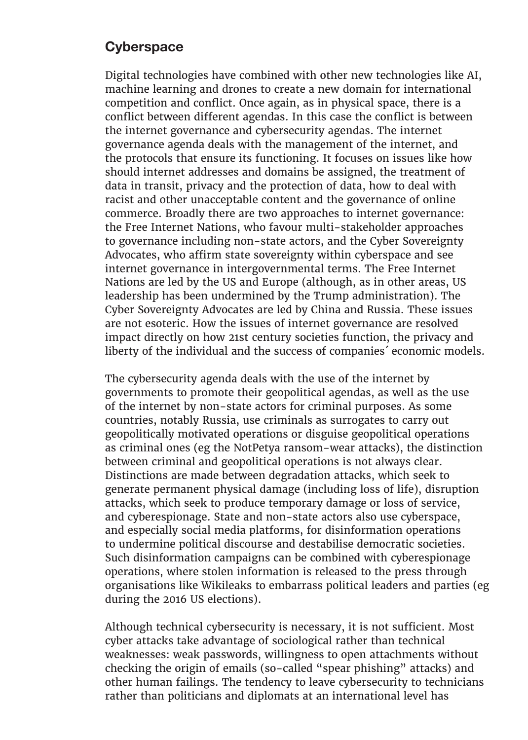## Cyberspace

Digital technologies have combined with other new technologies like AI, machine learning and drones to create a new domain for international competition and conflict. Once again, as in physical space, there is a conflict between different agendas. In this case the conflict is between the internet governance and cybersecurity agendas. The internet governance agenda deals with the management of the internet, and the protocols that ensure its functioning. It focuses on issues like how should internet addresses and domains be assigned, the treatment of data in transit, privacy and the protection of data, how to deal with racist and other unacceptable content and the governance of online commerce. Broadly there are two approaches to internet governance: the Free Internet Nations, who favour multi-stakeholder approaches to governance including non-state actors, and the Cyber Sovereignty Advocates, who affirm state sovereignty within cyberspace and see internet governance in intergovernmental terms. The Free Internet Nations are led by the US and Europe (although, as in other areas, US leadership has been undermined by the Trump administration). The Cyber Sovereignty Advocates are led by China and Russia. These issues are not esoteric. How the issues of internet governance are resolved impact directly on how 21st century societies function, the privacy and liberty of the individual and the success of companies´ economic models.

The cybersecurity agenda deals with the use of the internet by governments to promote their geopolitical agendas, as well as the use of the internet by non-state actors for criminal purposes. As some countries, notably Russia, use criminals as surrogates to carry out geopolitically motivated operations or disguise geopolitical operations as criminal ones (eg the NotPetya ransom-wear attacks), the distinction between criminal and geopolitical operations is not always clear. Distinctions are made between degradation attacks, which seek to generate permanent physical damage (including loss of life), disruption attacks, which seek to produce temporary damage or loss of service, and cyberespionage. State and non-state actors also use cyberspace, and especially social media platforms, for disinformation operations to undermine political discourse and destabilise democratic societies. Such disinformation campaigns can be combined with cyberespionage operations, where stolen information is released to the press through organisations like Wikileaks to embarrass political leaders and parties (eg during the 2016 US elections).

Although technical cybersecurity is necessary, it is not sufficient. Most cyber attacks take advantage of sociological rather than technical weaknesses: weak passwords, willingness to open attachments without checking the origin of emails (so-called "spear phishing" attacks) and other human failings. The tendency to leave cybersecurity to technicians rather than politicians and diplomats at an international level has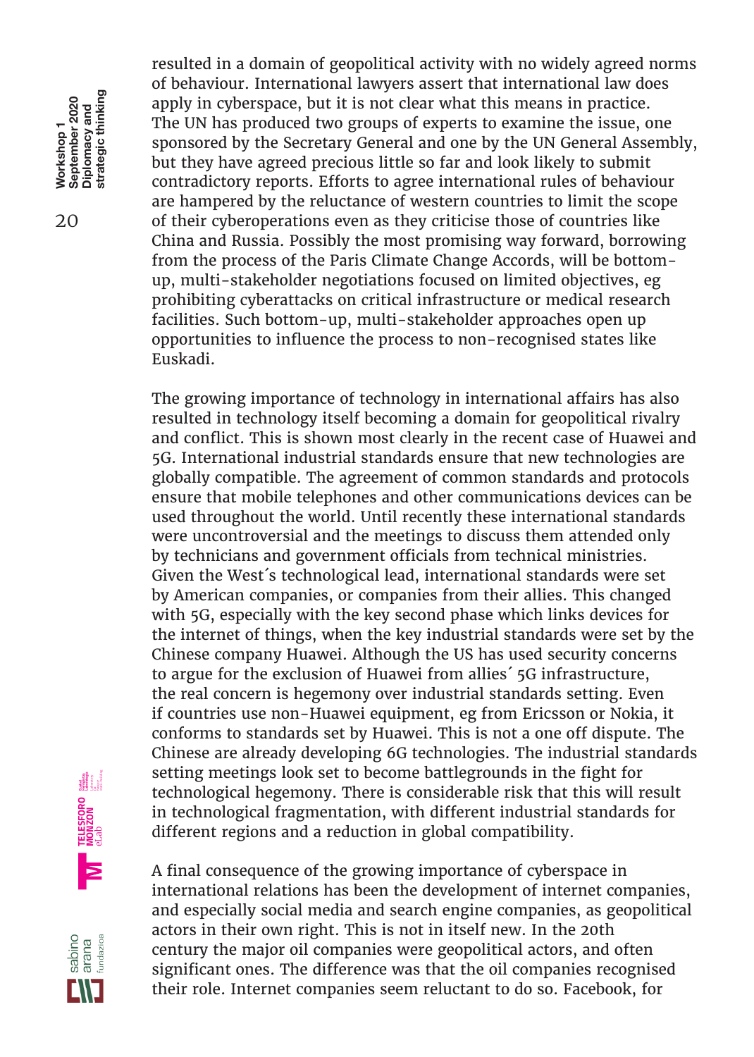resulted in a domain of geopolitical activity with no widely agreed norms of behaviour. International lawyers assert that international law does apply in cyberspace, but it is not clear what this means in practice. The UN has produced two groups of experts to examine the issue, one sponsored by the Secretary General and one by the UN General Assembly, but they have agreed precious little so far and look likely to submit contradictory reports. Efforts to agree international rules of behaviour are hampered by the reluctance of western countries to limit the scope of their cyberoperations even as they criticise those of countries like China and Russia. Possibly the most promising way forward, borrowing from the process of the Paris Climate Change Accords, will be bottom-up, multi-stakeholder negotiations focused on limited objectives, eg prohibiting cyberattacks on critical infrastructure or medical research facilities. Such bottom-up, multi-stakeholder approaches open up opportunities to influence the process to non-recognised states like Euskadi.

The growing importance of technology in international affairs has also resulted in technology itself becoming a domain for geopolitical rivalry and conflict. This is shown most clearly in the recent case of Huawei and 5G. International industrial standards ensure that new technologies are globally compatible. The agreement of common standards and protocols ensure that mobile telephones and other communications devices can be used throughout the world. Until recently these international standards were uncontroversial and the meetings to discuss them attended only by technicians and government officials from technical ministries. Given the West´s technological lead, international standards were set by American companies, or companies from their allies. This changed with 5G, especially with the key second phase which links devices for the internet of things, when the key industrial standards were set by the Chinese company Huawei. Although the US has used security concerns to argue for the exclusion of Huawei from allies´ 5G infrastructure, the real concern is hegemony over industrial standards setting. Even if countries use non-Huawei equipment, eg from Ericsson or Nokia, it conforms to standards set by Huawei. This is not a one off dispute. The Chinese are already developing 6G technologies. The industrial standards setting meetings look set to become battlegrounds in the fight for technological hegemony. There is considerable risk that this will result in technological fragmentation, with different industrial standards for different regions and a reduction in global compatibility.

A final consequence of the growing importance of cyberspace in international relations has been the development of internet companies, and especially social media and search engine companies, as geopolitical actors in their own right. This is not in itself new. In the 20th century the major oil companies were geopolitical actors, and often significant ones. The difference was that the oil companies recognised their role. Internet companies seem reluctant to do so. Facebook, for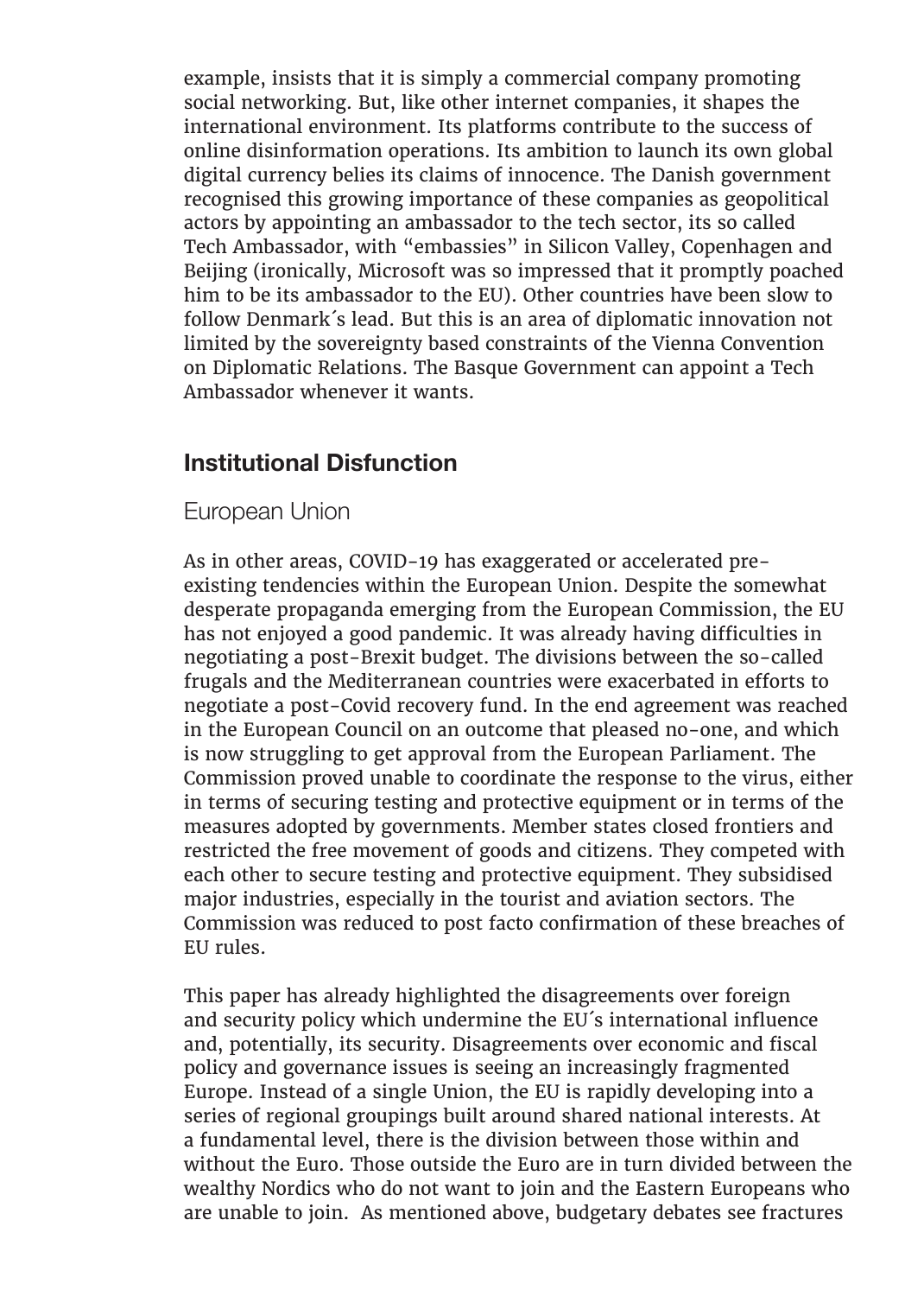example, insists that it is simply a commercial company promoting social networking. But, like other internet companies, it shapes the international environment. Its platforms contribute to the success of online disinformation operations. Its ambition to launch its own global digital currency belies its claims of innocence. The Danish government recognised this growing importance of these companies as geopolitical actors by appointing an ambassador to the tech sector, its so called Tech Ambassador, with "embassies" in Silicon Valley, Copenhagen and Beijing (ironically, Microsoft was so impressed that it promptly poached him to be its ambassador to the EU). Other countries have been slow to follow Denmark´s lead. But this is an area of diplomatic innovation not limited by the sovereignty based constraints of the Vienna Convention on Diplomatic Relations. The Basque Government can appoint a Tech Ambassador whenever it wants.

## Institutional Disfunction

### European Union

As in other areas, COVID-19 has exaggerated or accelerated pre-existing tendencies within the European Union. Despite the somewhat desperate propaganda emerging from the European Commission, the EU has not enjoyed a good pandemic. It was already having difficulties in negotiating a post-Brexit budget. The divisions between the so-called frugals and the Mediterranean countries were exacerbated in efforts to negotiate a post-Covid recovery fund. In the end agreement was reached in the European Council on an outcome that pleased no-one, and which is now struggling to get approval from the European Parliament. The Commission proved unable to coordinate the response to the virus, either in terms of securing testing and protective equipment or in terms of the measures adopted by governments. Member states closed frontiers and restricted the free movement of goods and citizens. They competed with each other to secure testing and protective equipment. They subsidised major industries, especially in the tourist and aviation sectors. The Commission was reduced to post facto confirmation of these breaches of EU rules.

This paper has already highlighted the disagreements over foreign and security policy which undermine the EU´s international influence and, potentially, its security. Disagreements over economic and fiscal policy and governance issues is seeing an increasingly fragmented Europe. Instead of a single Union, the EU is rapidly developing into a series of regional groupings built around shared national interests. At a fundamental level, there is the division between those within and without the Euro. Those outside the Euro are in turn divided between the wealthy Nordics who do not want to join and the Eastern Europeans who are unable to join. As mentioned above, budgetary debates see fractures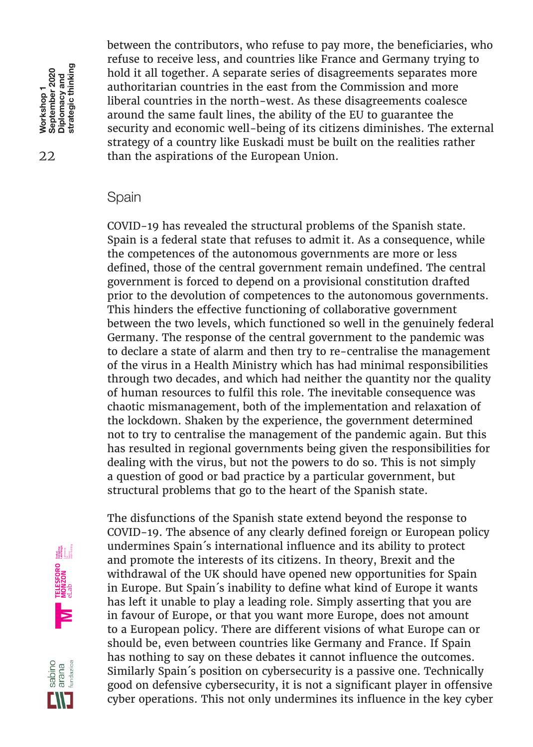between the contributors, who refuse to pay more, the beneficiaries, who refuse to receive less, and countries like France and Germany trying to hold it all together. A separate series of disagreements separates more authoritarian countries in the east from the Commission and more liberal countries in the north-west. As these disagreements coalesce around the same fault lines, the ability of the EU to guarantee the security and economic well-being of its citizens diminishes. The external strategy of a country like Euskadi must be built on the realities rather than the aspirations of the European Union.

## Spain

COVID-19 has revealed the structural problems of the Spanish state. Spain is a federal state that refuses to admit it. As a consequence, while the competences of the autonomous governments are more or less defined, those of the central government remain undefined. The central government is forced to depend on a provisional constitution drafted prior to the devolution of competences to the autonomous governments. This hinders the effective functioning of collaborative government between the two levels, which functioned so well in the genuinely federal Germany. The response of the central government to the pandemic was to declare a state of alarm and then try to re-centralise the management of the virus in a Health Ministry which has had minimal responsibilities through two decades, and which had neither the quantity nor the quality of human resources to fulfil this role. The inevitable consequence was chaotic mismanagement, both of the implementation and relaxation of the lockdown. Shaken by the experience, the government determined not to try to centralise the management of the pandemic again. But this has resulted in regional governments being given the responsibilities for dealing with the virus, but not the powers to do so. This is not simply a question of good or bad practice by a particular government, but structural problems that go to the heart of the Spanish state.

The disfunctions of the Spanish state extend beyond the response to COVID-19. The absence of any clearly defined foreign or European policy undermines Spain´s international influence and its ability to protect and promote the interests of its citizens. In theory, Brexit and the withdrawal of the UK should have opened new opportunities for Spain in Europe. But Spain´s inability to define what kind of Europe it wants has left it unable to play a leading role. Simply asserting that you are in favour of Europe, or that you want more Europe, does not amount to a European policy. There are different visions of what Europe can or should be, even between countries like Germany and France. If Spain has nothing to say on these debates it cannot influence the outcomes. Similarly Spain´s position on cybersecurity is a passive one. Technically good on defensive cybersecurity, it is not a significant player in offensive cyber operations. This not only undermines its influence in the key cyber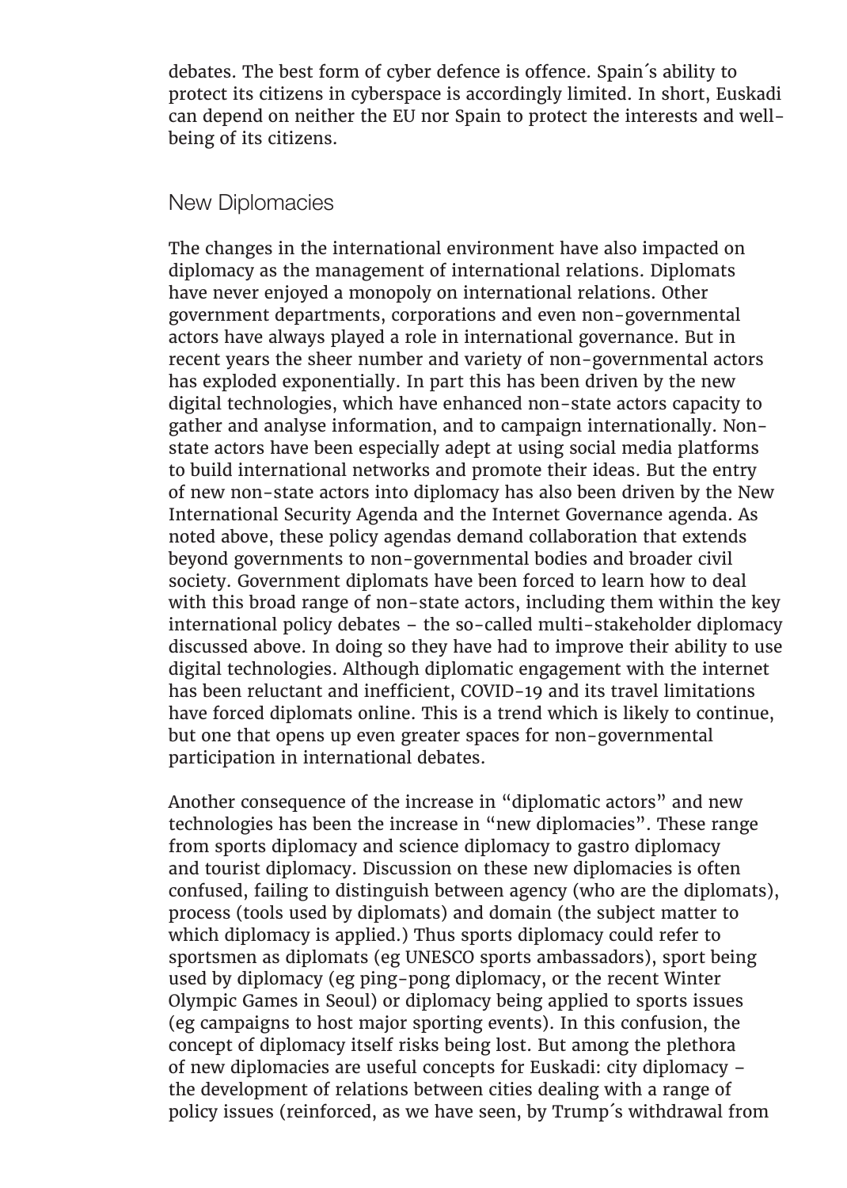debates. The best form of cyber defence is offence. Spain´s ability to protect its citizens in cyberspace is accordingly limited. In short, Euskadi can depend on neither the EU nor Spain to protect the interests and well-being of its citizens.

## New Diplomacies

The changes in the international environment have also impacted on diplomacy as the management of international relations. Diplomats have never enjoyed a monopoly on international relations. Other government departments, corporations and even non-governmental actors have always played a role in international governance. But in recent years the sheer number and variety of non-governmental actors has exploded exponentially. In part this has been driven by the new digital technologies, which have enhanced non-state actors capacity to gather and analyse information, and to campaign internationally. Non-state actors have been especially adept at using social media platforms to build international networks and promote their ideas. But the entry of new non-state actors into diplomacy has also been driven by the New International Security Agenda and the Internet Governance agenda. As noted above, these policy agendas demand collaboration that extends beyond governments to non-governmental bodies and broader civil society. Government diplomats have been forced to learn how to deal with this broad range of non-state actors, including them within the key international policy debates – the so-called multi-stakeholder diplomacy discussed above. In doing so they have had to improve their ability to use digital technologies. Although diplomatic engagement with the internet has been reluctant and inefficient, COVID-19 and its travel limitations have forced diplomats online. This is a trend which is likely to continue, but one that opens up even greater spaces for non-governmental participation in international debates.

Another consequence of the increase in "diplomatic actors" and new technologies has been the increase in "new diplomacies". These range from sports diplomacy and science diplomacy to gastro diplomacy and tourist diplomacy. Discussion on these new diplomacies is often confused, failing to distinguish between agency (who are the diplomats), process (tools used by diplomats) and domain (the subject matter to which diplomacy is applied.) Thus sports diplomacy could refer to sportsmen as diplomats (eg UNESCO sports ambassadors), sport being used by diplomacy (eg ping-pong diplomacy, or the recent Winter Olympic Games in Seoul) or diplomacy being applied to sports issues (eg campaigns to host major sporting events). In this confusion, the concept of diplomacy itself risks being lost. But among the plethora of new diplomacies are useful concepts for Euskadi: city diplomacy – the development of relations between cities dealing with a range of policy issues (reinforced, as we have seen, by Trump´s withdrawal from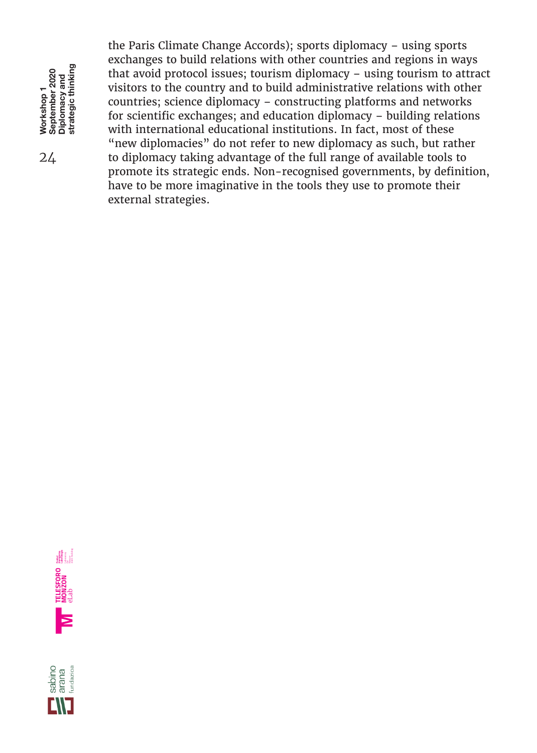the Paris Climate Change Accords); sports diplomacy – using sports exchanges to build relations with other countries and regions in ways that avoid protocol issues; tourism diplomacy – using tourism to attract visitors to the country and to build administrative relations with other countries; science diplomacy – constructing platforms and networks for scientific exchanges; and education diplomacy – building relations with international educational institutions. In fact, most of these "new diplomacies" do not refer to new diplomacy as such, but rather to diplomacy taking advantage of the full range of available tools to promote its strategic ends. Non-recognised governments, by definition, have to be more imaginative in the tools they use to promote their external strategies.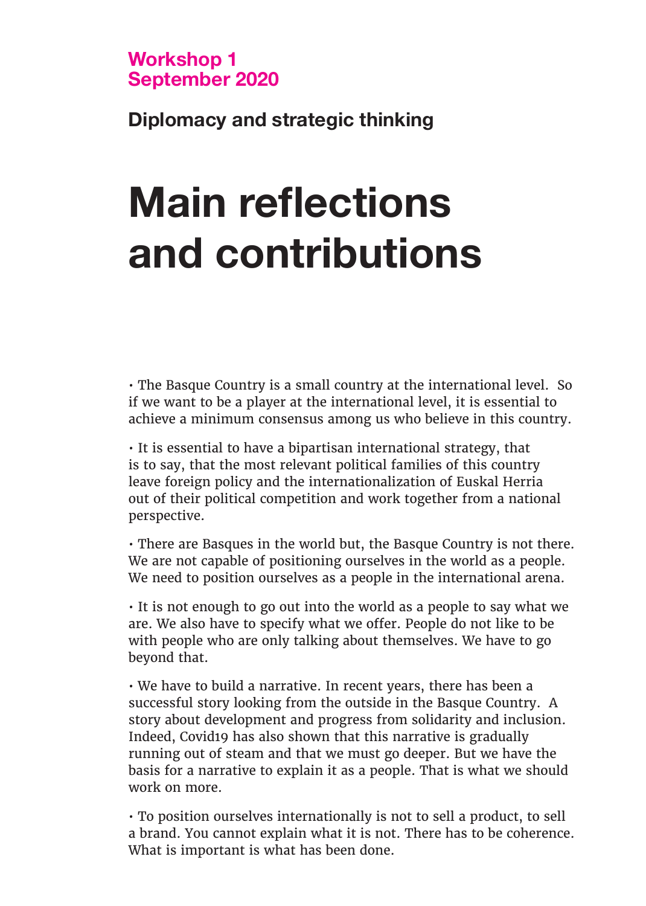**Workshop 1**
**September 2020**

## Diplomacy and strategic thinking

# Main reflections and contributions

- The Basque Country is a small country at the international level. So if we want to be a player at the international level, it is essential to achieve a minimum consensus among us who believe in this country.

- It is essential to have a bipartisan international strategy, that is to say, that the most relevant political families of this country leave foreign policy and the internationalization of Euskal Herria out of their political competition and work together from a national perspective.

- There are Basques in the world but, the Basque Country is not there. We are not capable of positioning ourselves in the world as a people. We need to position ourselves as a people in the international arena.

- It is not enough to go out into the world as a people to say what we are. We also have to specify what we offer. People do not like to be with people who are only talking about themselves. We have to go beyond that.

- We have to build a narrative. In recent years, there has been a successful story looking from the outside in the Basque Country. A story about development and progress from solidarity and inclusion. Indeed, Covid19 has also shown that this narrative is gradually running out of steam and that we must go deeper. But we have the basis for a narrative to explain it as a people. That is what we should work on more.

- To position ourselves internationally is not to sell a product, to sell a brand. You cannot explain what it is not. There has to be coherence. What is important is what has been done.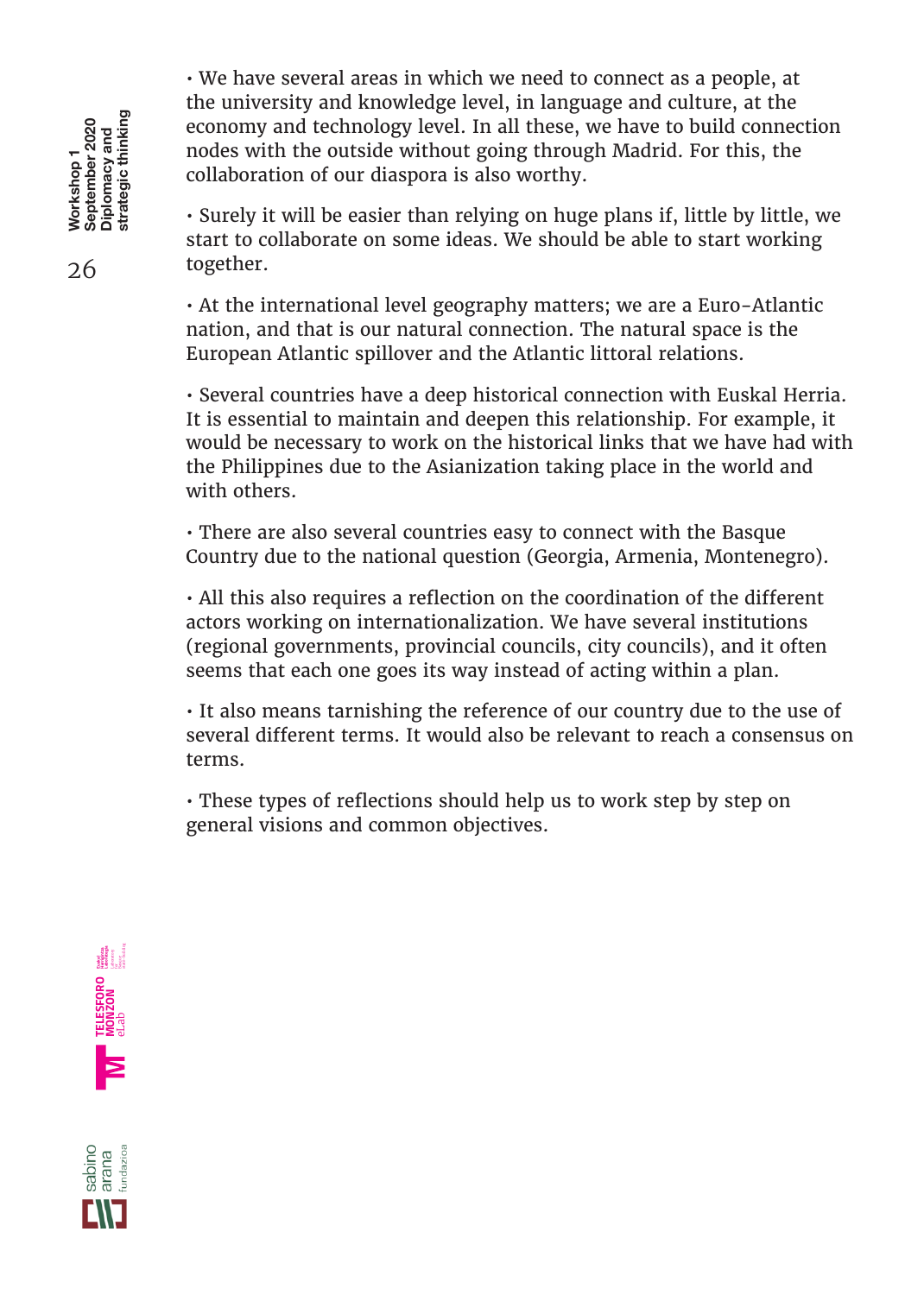- We have several areas in which we need to connect as a people, at the university and knowledge level, in language and culture, at the economy and technology level. In all these, we have to build connection nodes with the outside without going through Madrid. For this, the collaboration of our diaspora is also worthy.

- Surely it will be easier than relying on huge plans if, little by little, we start to collaborate on some ideas. We should be able to start working together.

- At the international level geography matters; we are a Euro-Atlantic nation, and that is our natural connection. The natural space is the European Atlantic spillover and the Atlantic littoral relations.

- Several countries have a deep historical connection with Euskal Herria. It is essential to maintain and deepen this relationship. For example, it would be necessary to work on the historical links that we have had with the Philippines due to the Asianization taking place in the world and with others.

- There are also several countries easy to connect with the Basque Country due to the national question (Georgia, Armenia, Montenegro).

- All this also requires a reflection on the coordination of the different actors working on internationalization. We have several institutions (regional governments, provincial councils, city councils), and it often seems that each one goes its way instead of acting within a plan.

- It also means tarnishing the reference of our country due to the use of several different terms. It would also be relevant to reach a consensus on terms.

- These types of reflections should help us to work step by step on general visions and common objectives.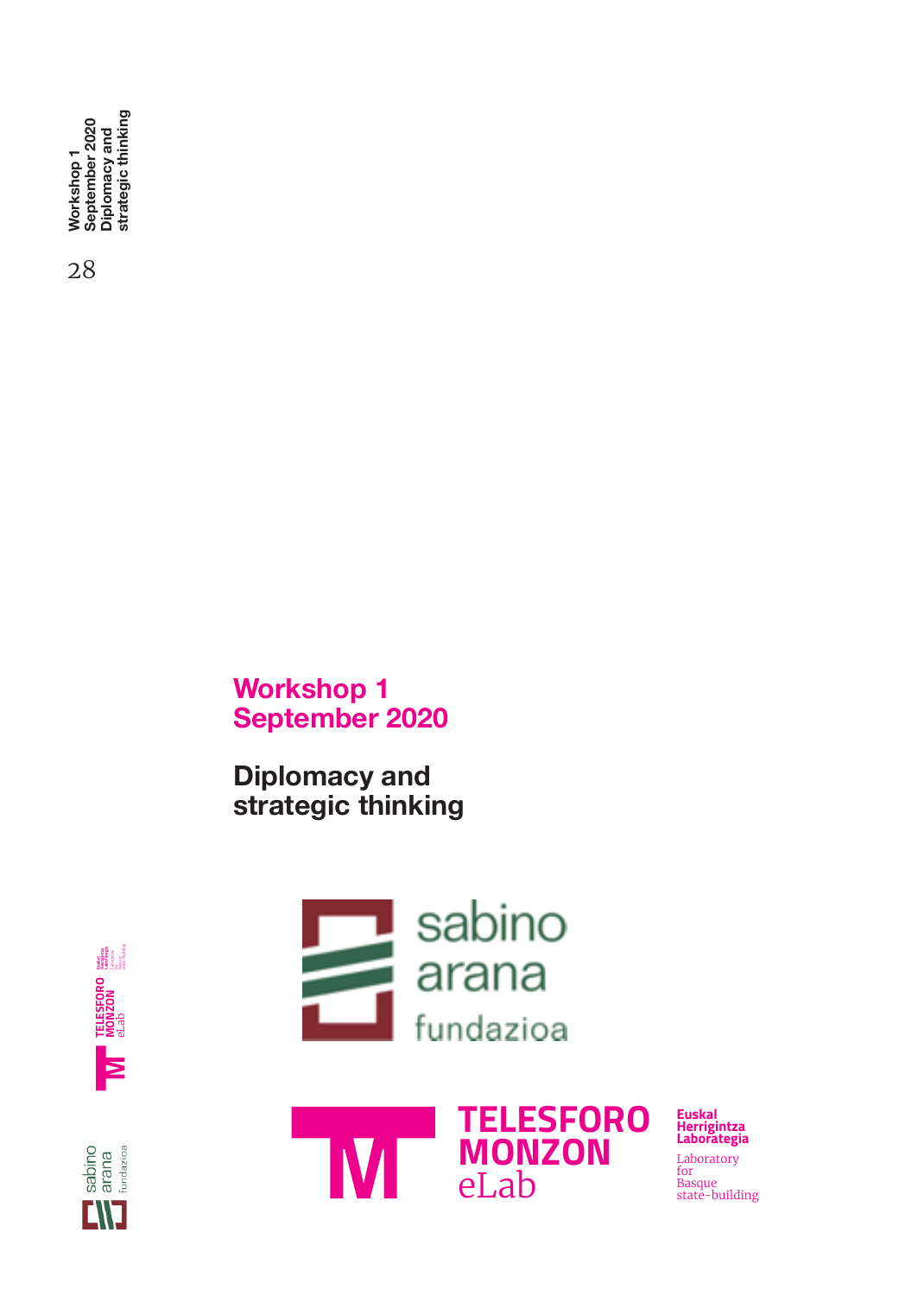**Workshop 1**
**September 2020**

## Diplomacy and strategic thinking

sabino arana fundazioa

TELESFORO MONZON eLab

Euskal Herrigintza Laborategia

Laboratory for Basque state-building